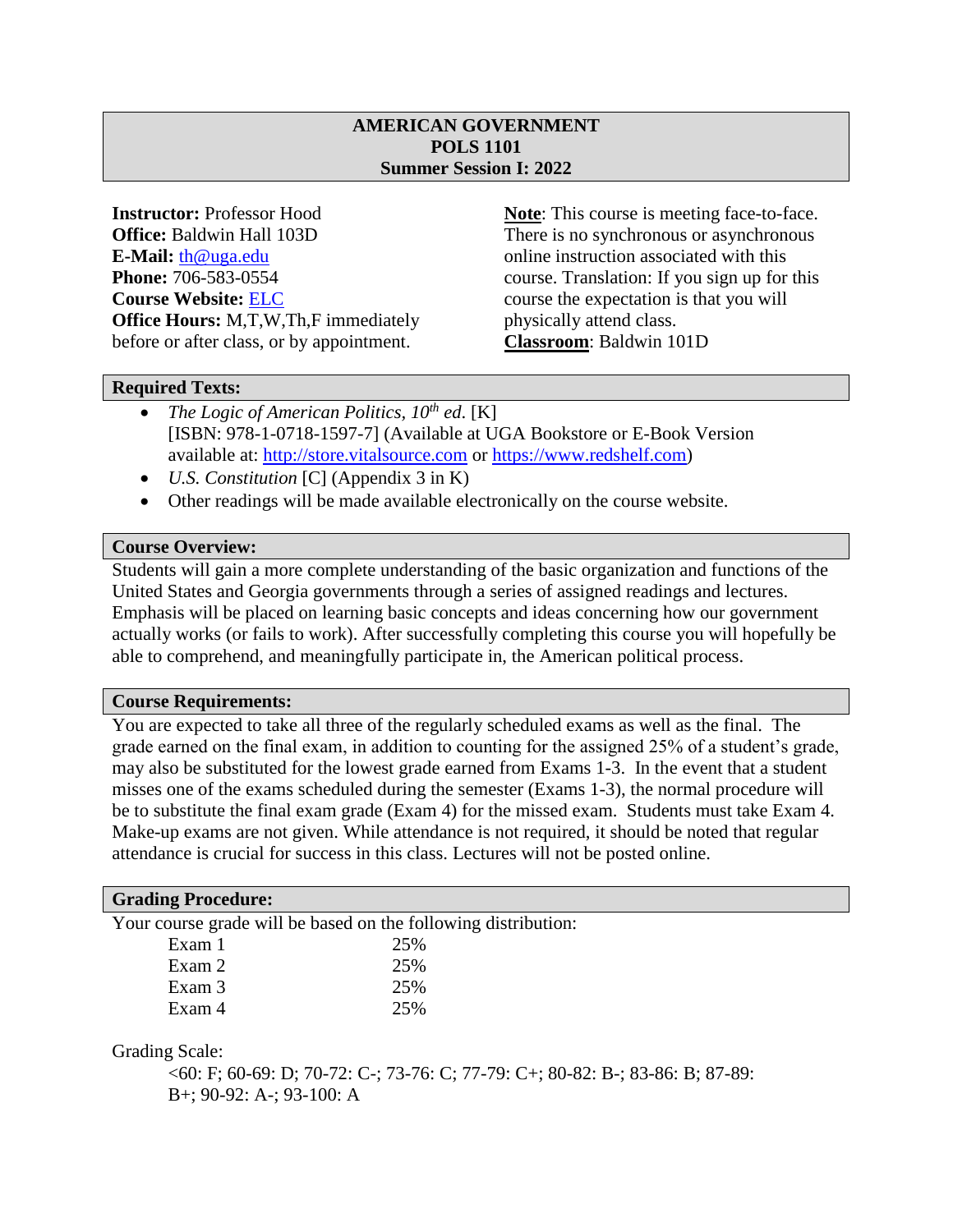# AMERICAN GOVERNMENT
## POLS 1101
## Summer Session I: 2022

**Instructor:** Professor Hood
**Office:** Baldwin Hall 103D
**E-Mail:** th@uga.edu
**Phone:** 706-583-0554
**Course Website:** ELC
**Office Hours:** M,T,W,Th,F immediately before or after class, or by appointment.

**Note**: This course is meeting face-to-face. There is no synchronous or asynchronous online instruction associated with this course. Translation: If you sign up for this course the expectation is that you will physically attend class.
**Classroom**: Baldwin 101D

## Required Texts:

- *The Logic of American Politics, 10th ed*. [K] [ISBN: 978-1-0718-1597-7] (Available at UGA Bookstore or E-Book Version available at: http://store.vitalsource.com or https://www.redshelf.com)
- *U.S. Constitution* [C] (Appendix 3 in K)
- Other readings will be made available electronically on the course website.

## Course Overview:

Students will gain a more complete understanding of the basic organization and functions of the United States and Georgia governments through a series of assigned readings and lectures. Emphasis will be placed on learning basic concepts and ideas concerning how our government actually works (or fails to work). After successfully completing this course you will hopefully be able to comprehend, and meaningfully participate in, the American political process.

## Course Requirements:

You are expected to take all three of the regularly scheduled exams as well as the final. The grade earned on the final exam, in addition to counting for the assigned 25% of a student's grade, may also be substituted for the lowest grade earned from Exams 1-3. In the event that a student misses one of the exams scheduled during the semester (Exams 1-3), the normal procedure will be to substitute the final exam grade (Exam 4) for the missed exam. Students must take Exam 4. Make-up exams are not given. While attendance is not required, it should be noted that regular attendance is crucial for success in this class. Lectures will not be posted online.

## Grading Procedure:

Your course grade will be based on the following distribution:

| | |
|---|---|
| Exam 1 | 25% |
| Exam 2 | 25% |
| Exam 3 | 25% |
| Exam 4 | 25% |

Grading Scale:

<60: F; 60-69: D; 70-72: C-; 73-76: C; 77-79: C+; 80-82: B-; 83-86: B; 87-89: B+; 90-92: A-; 93-100: A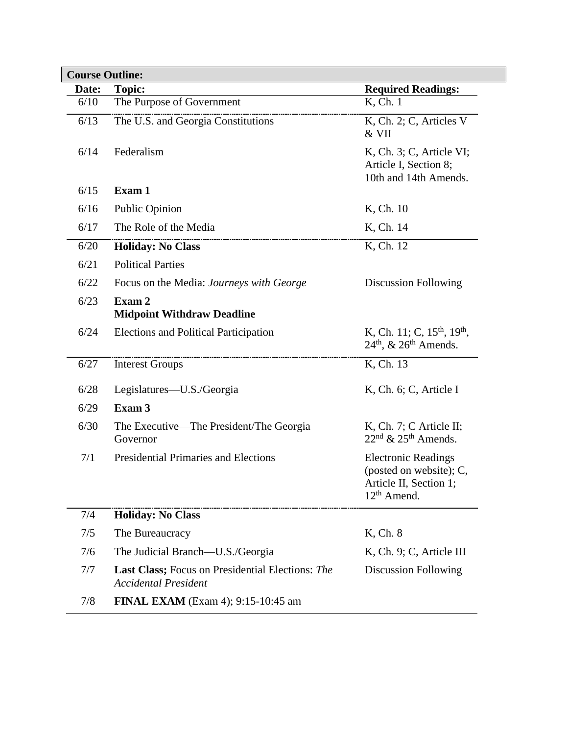**Course Outline:**

| Date: | Topic: | Required Readings: |
|---|---|---|
| 6/10 | The Purpose of Government | K, Ch. 1 |
| 6/13 | The U.S. and Georgia Constitutions | K, Ch. 2; C, Articles V & VII |
| 6/14 | Federalism | K, Ch. 3; C, Article VI; Article I, Section 8; 10th and 14th Amends. |
| 6/15 | **Exam 1** | |
| 6/16 | Public Opinion | K, Ch. 10 |
| 6/17 | The Role of the Media | K, Ch. 14 |
| 6/20 | **Holiday: No Class** | K, Ch. 12 |
| 6/21 | Political Parties | |
| 6/22 | Focus on the Media: *Journeys with George* | Discussion Following |
| 6/23 | **Exam 2** **Midpoint Withdraw Deadline** | |
| 6/24 | Elections and Political Participation | K, Ch. 11; C, 15th, 19th, 24th, & 26th Amends. |
| 6/27 | Interest Groups | K, Ch. 13 |
| 6/28 | Legislatures—U.S./Georgia | K, Ch. 6; C, Article I |
| 6/29 | **Exam 3** | |
| 6/30 | The Executive—The President/The Georgia Governor | K, Ch. 7; C Article II; 22nd & 25th Amends. |
| 7/1 | Presidential Primaries and Elections | Electronic Readings (posted on website); C, Article II, Section 1; 12th Amend. |
| 7/4 | **Holiday: No Class** | |
| 7/5 | The Bureaucracy | K, Ch. 8 |
| 7/6 | The Judicial Branch—U.S./Georgia | K, Ch. 9; C, Article III |
| 7/7 | **Last Class;** Focus on Presidential Elections: *The Accidental President* | Discussion Following |
| 7/8 | **FINAL EXAM** (Exam 4); 9:15-10:45 am | |